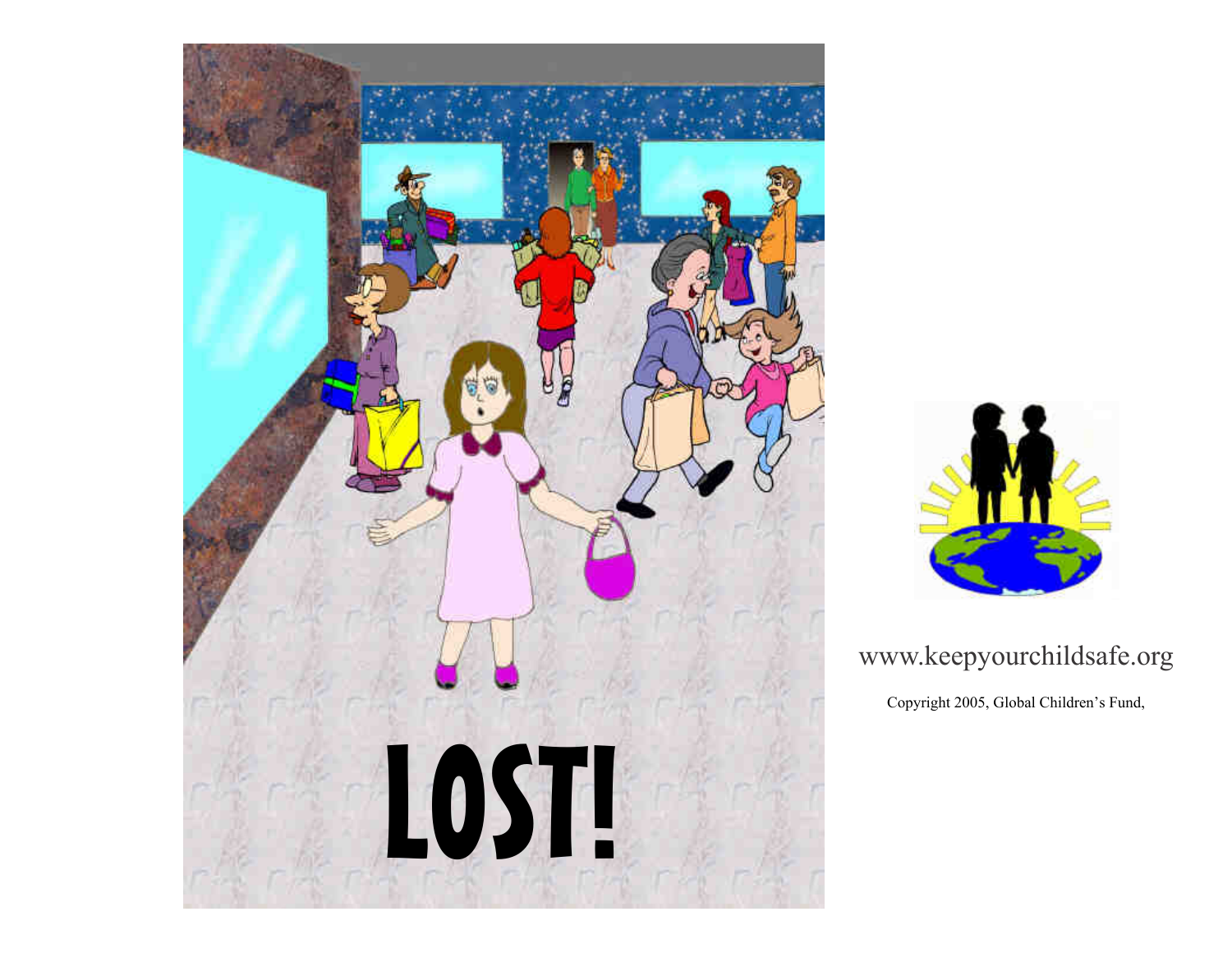# LOST!

www.keepyourchildsafe.org

Copyright 2005, Global Children's Fund,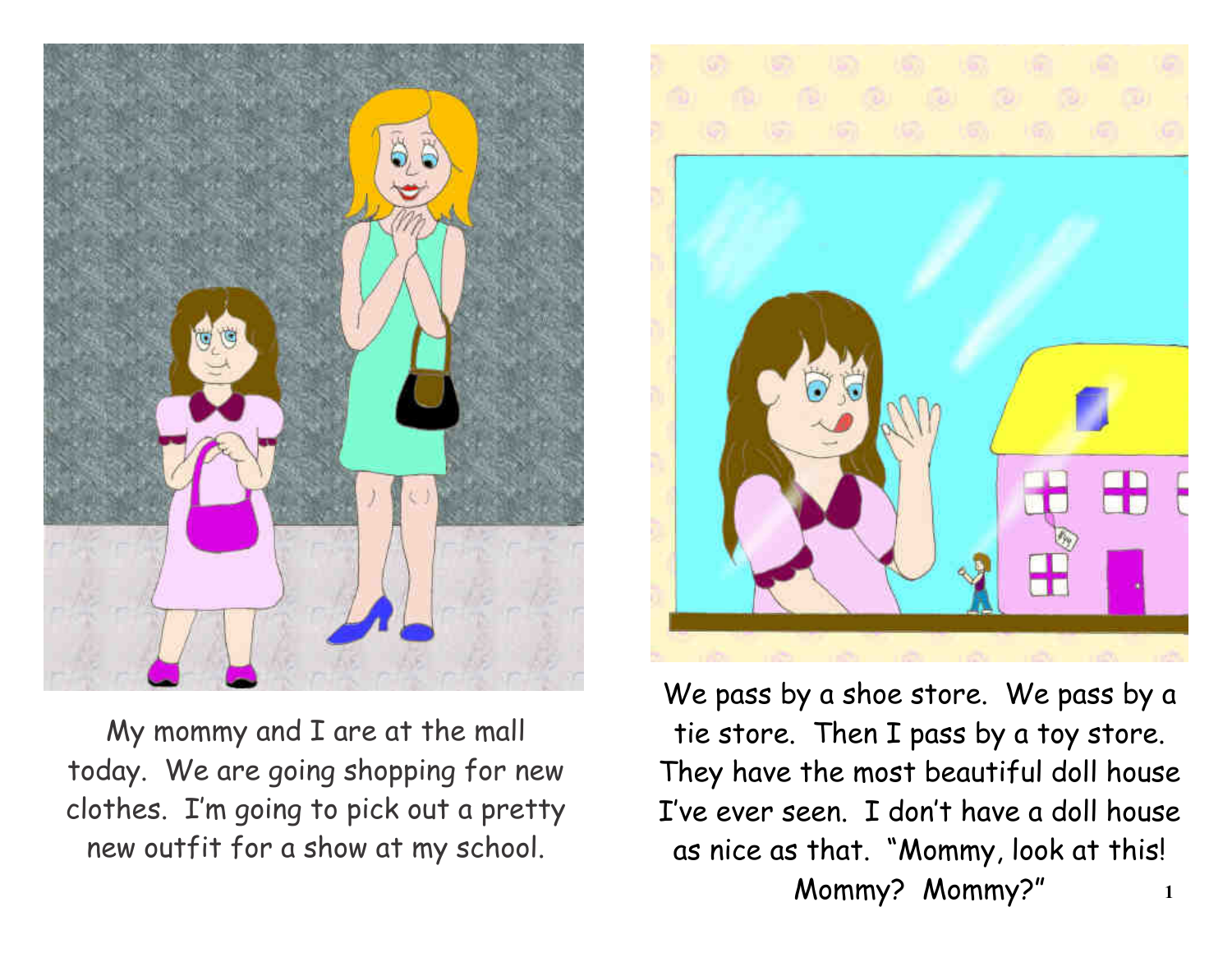My mommy and I are at the mall today. We are going shopping for new clothes. I'm going to pick out a pretty new outfit for a show at my school.

We pass by a shoe store. We pass by a tie store. Then I pass by a toy store. They have the most beautiful doll house I've ever seen. I don't have a doll house as nice as that. "Mommy, look at this! Mommy? Mommy?"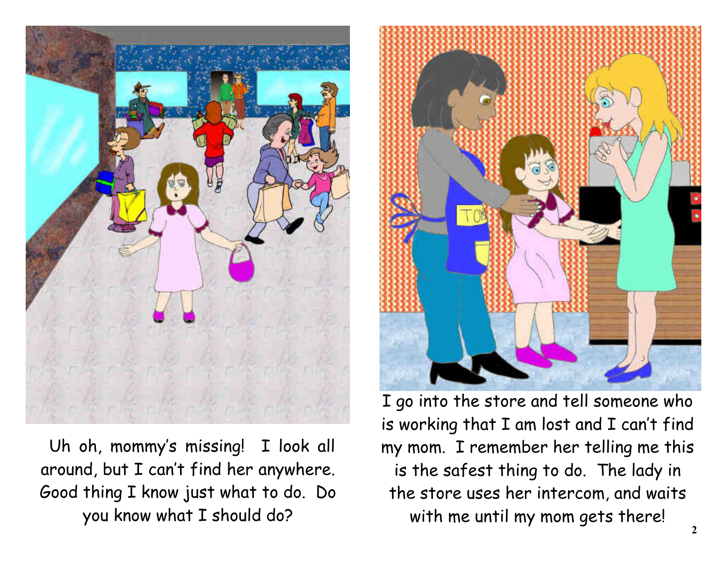Uh oh, mommy's missing! I look all around, but I can't find her anywhere. Good thing I know just what to do. Do you know what I should do?

I go into the store and tell someone who is working that I am lost and I can't find my mom. I remember her telling me this is the safest thing to do. The lady in the store uses her intercom, and waits with me until my mom gets there!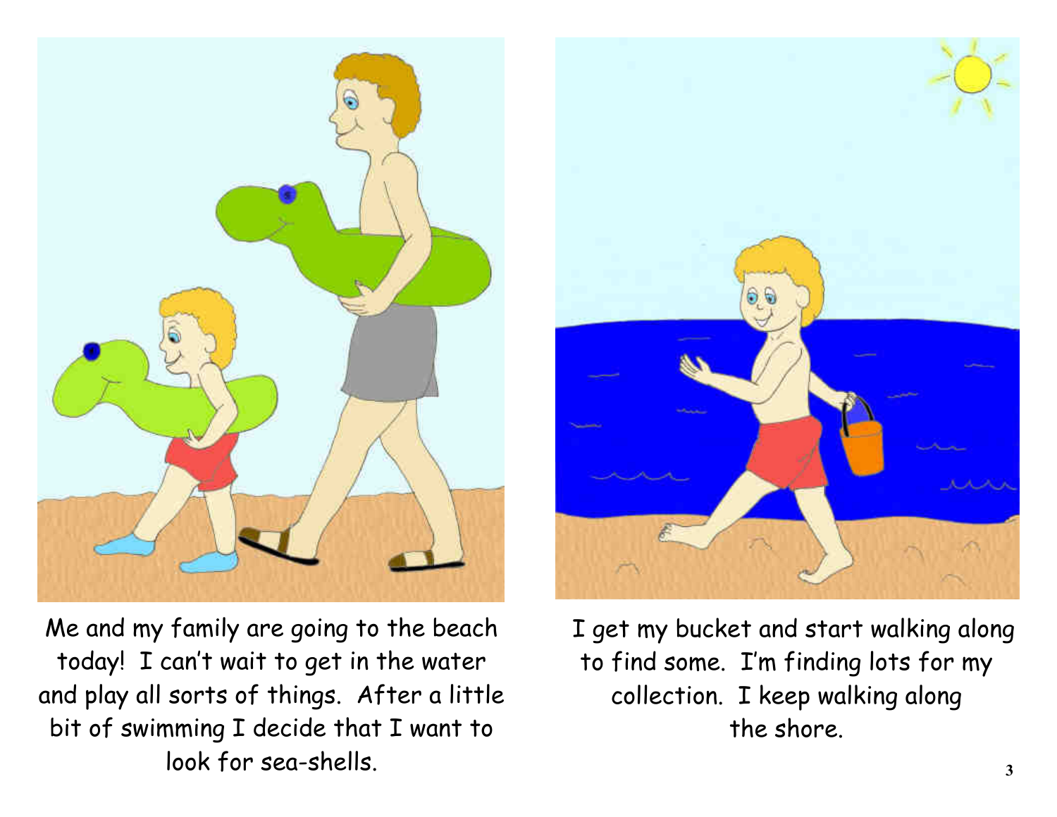Me and my family are going to the beach today! I can't wait to get in the water and play all sorts of things. After a little bit of swimming I decide that I want to look for sea-shells.

I get my bucket and start walking along to find some. I'm finding lots for my collection. I keep walking along the shore.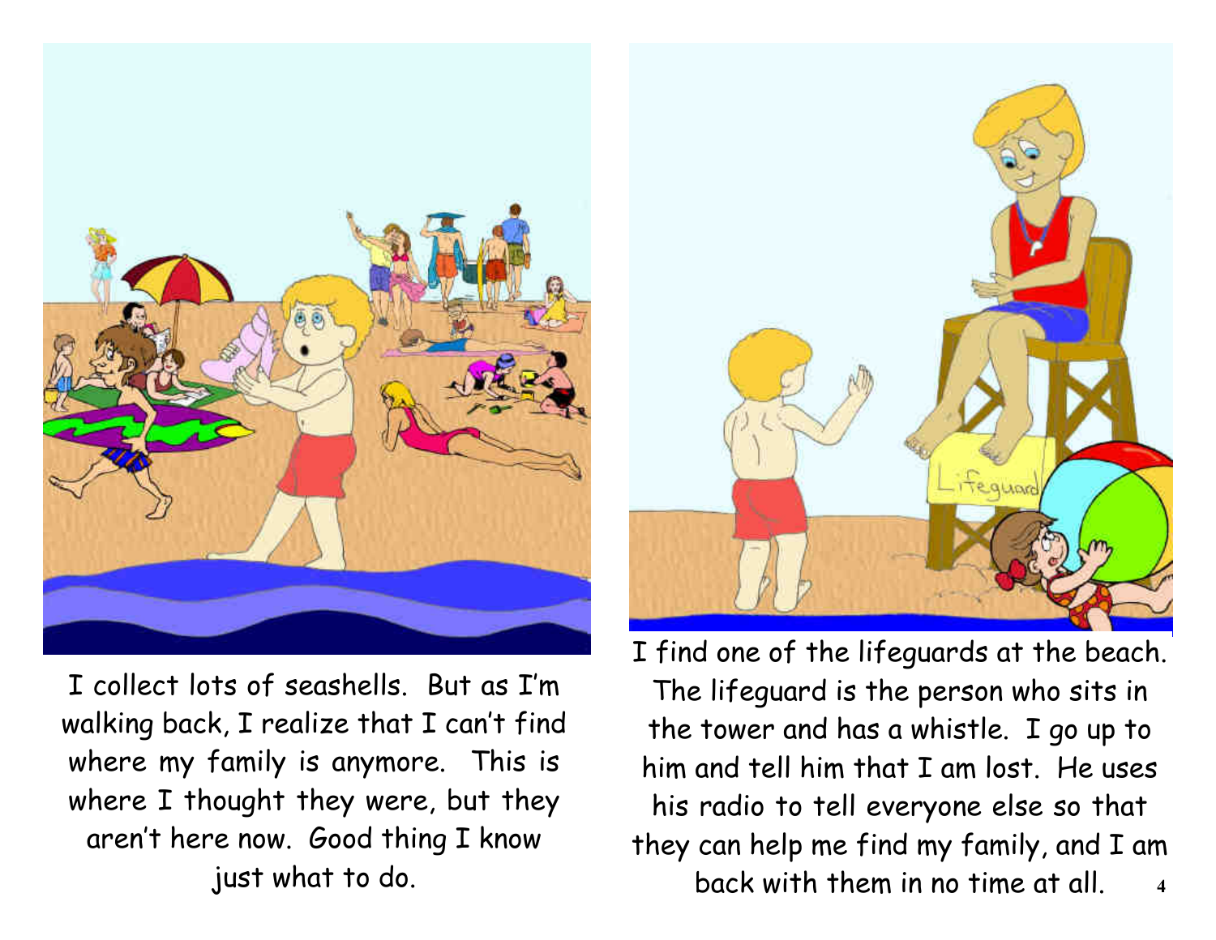I collect lots of seashells. But as I'm walking back, I realize that I can't find where my family is anymore. This is where I thought they were, but they aren't here now. Good thing I know just what to do.

I find one of the lifeguards at the beach. The lifeguard is the person who sits in the tower and has a whistle. I go up to him and tell him that I am lost. He uses his radio to tell everyone else so that they can help me find my family, and I am back with them in no time at all.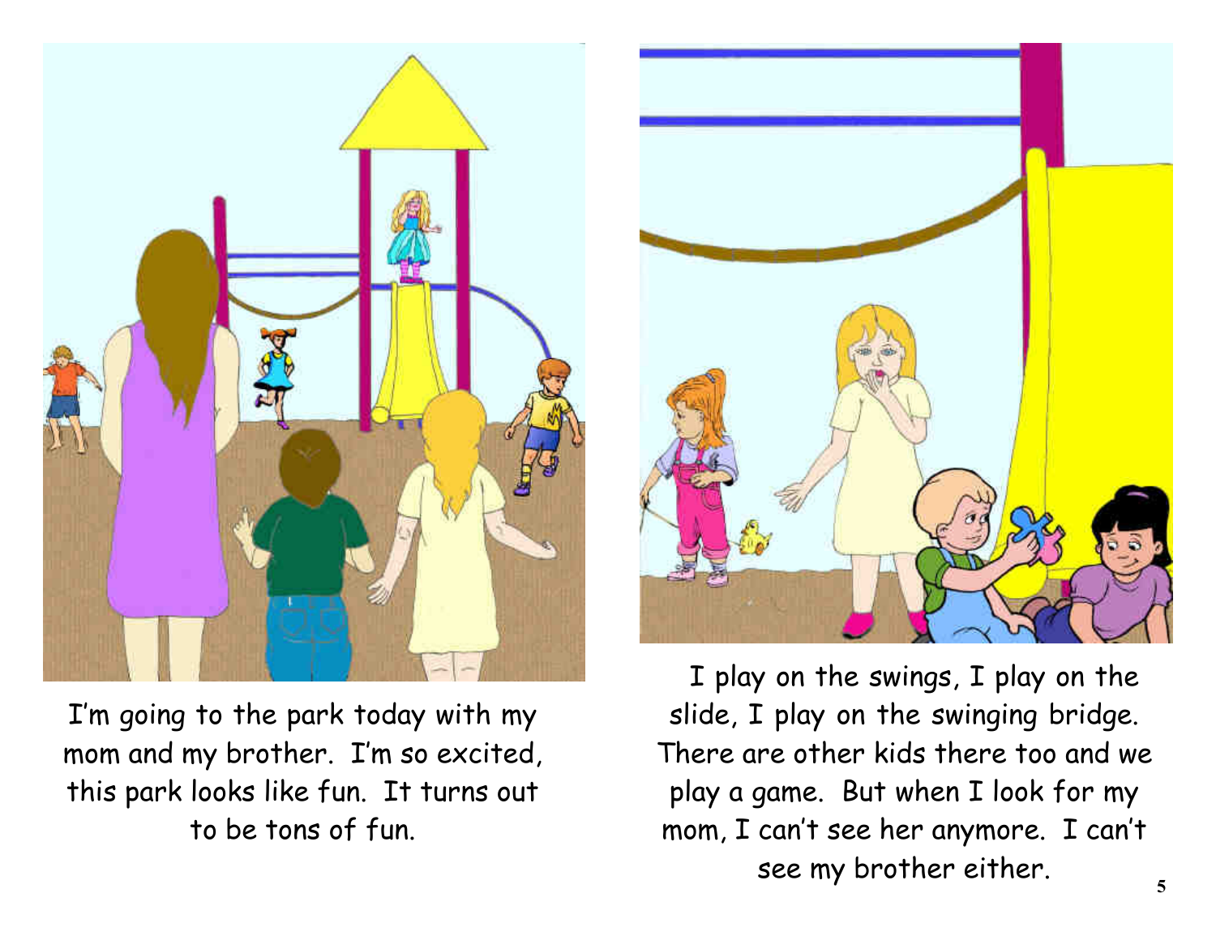I'm going to the park today with my mom and my brother. I'm so excited, this park looks like fun. It turns out to be tons of fun.

I play on the swings, I play on the slide, I play on the swinging bridge. There are other kids there too and we play a game. But when I look for my mom, I can't see her anymore. I can't see my brother either.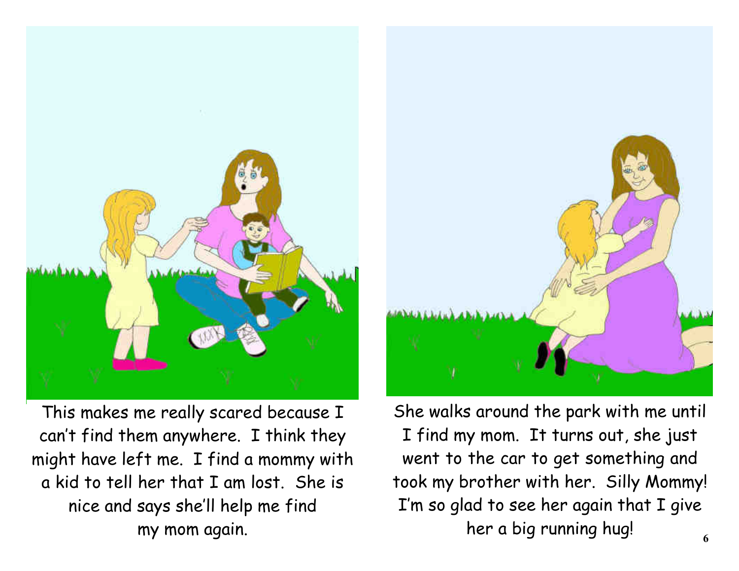This makes me really scared because I can't find them anywhere. I think they might have left me. I find a mommy with a kid to tell her that I am lost. She is nice and says she'll help me find my mom again.

She walks around the park with me until I find my mom. It turns out, she just went to the car to get something and took my brother with her. Silly Mommy! I'm so glad to see her again that I give her a big running hug!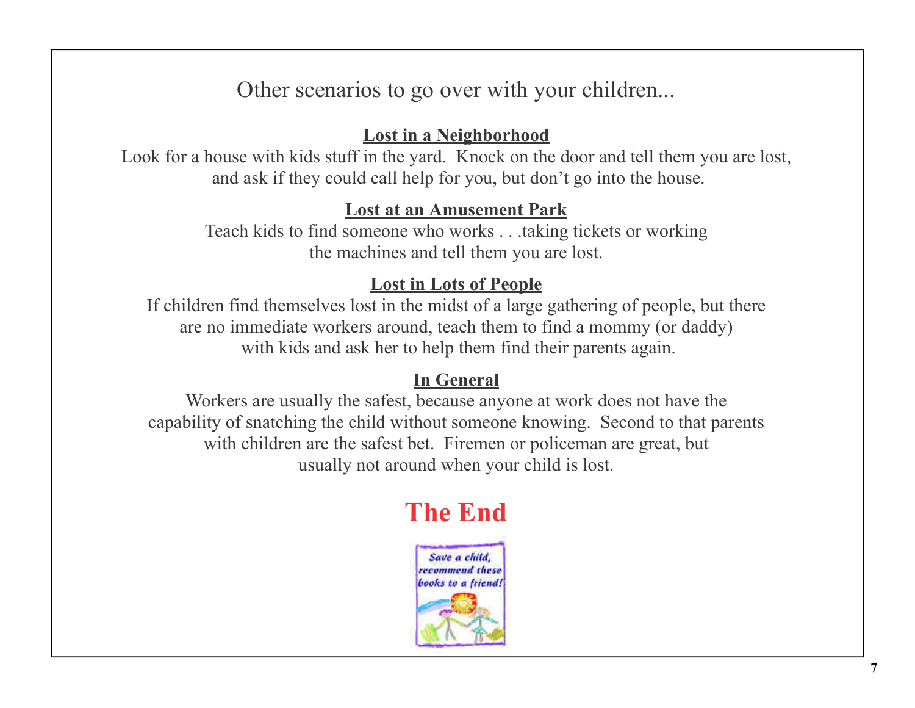Other scenarios to go over with your children...

**Lost in a Neighborhood**

Look for a house with kids stuff in the yard. Knock on the door and tell them you are lost, and ask if they could call help for you, but don't go into the house.

**Lost at an Amusement Park**

Teach kids to find someone who works . . .taking tickets or working the machines and tell them you are lost.

**Lost in Lots of People**

If children find themselves lost in the midst of a large gathering of people, but there are no immediate workers around, teach them to find a mommy (or daddy) with kids and ask her to help them find their parents again.

**In General**

Workers are usually the safest, because anyone at work does not have the capability of snatching the child without someone knowing. Second to that parents with children are the safest bet. Firemen or policeman are great, but usually not around when your child is lost.

# The End

Save a child, recommend these books to a friend!